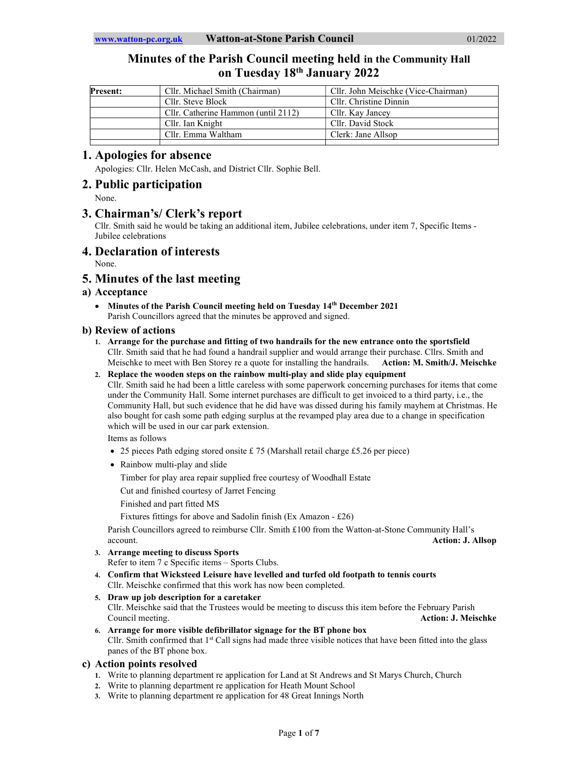# Minutes of the Parish Council meeting held in the Community Hall on Tuesday 18th January 2022

| Present: | Cllr. Michael Smith (Chairman) | Cllr. John Meischke (Vice-Chairman) |
|---|---|---|
| | Cllr. Steve Block | Cllr. Christine Dinnin |
| | Cllr. Catherine Hammon (until 2112) | Cllr. Kay Jancey |
| | Cllr. Ian Knight | Cllr. David Stock |
| | Cllr. Emma Waltham | Clerk: Jane Allsop |
| | | |

## 1. Apologies for absence

Apologies: Cllr. Helen McCash, and District Cllr. Sophie Bell.

## 2. Public participation

None.

## 3. Chairman's/ Clerk's report

Cllr. Smith said he would be taking an additional item, Jubilee celebrations, under item 7, Specific Items - Jubilee celebrations

## 4. Declaration of interests

None.

## 5. Minutes of the last meeting

### a) Acceptance

- **Minutes of the Parish Council meeting held on Tuesday 14th December 2021**
  Parish Councillors agreed that the minutes be approved and signed.

### b) Review of actions

1. **Arrange for the purchase and fitting of two handrails for the new entrance onto the sportsfield**
   Cllr. Smith said that he had found a handrail supplier and would arrange their purchase. Cllrs. Smith and Meischke to meet with Ben Storey re a quote for installing the handrails. **Action: M. Smith/J. Meischke**
2. **Replace the wooden steps on the rainbow multi-play and slide play equipment**
   Cllr. Smith said he had been a little careless with some paperwork concerning purchases for items that come under the Community Hall. Some internet purchases are difficult to get invoiced to a third party, i.e., the Community Hall, but such evidence that he did have was dissed during his family mayhem at Christmas. He also bought for cash some path edging surplus at the revamped play area due to a change in specification which will be used in our car park extension.
   Items as follows
   - 25 pieces Path edging stored onsite £ 75 (Marshall retail charge £5.26 per piece)
   - Rainbow multi-play and slide

     Timber for play area repair supplied free courtesy of Woodhall Estate

     Cut and finished courtesy of Jarret Fencing

     Finished and part fitted MS

     Fixtures fittings for above and Sadolin finish (Ex Amazon - £26)

   Parish Councillors agreed to reimburse Cllr. Smith £100 from the Watton-at-Stone Community Hall's account. **Action: J. Allsop**
3. **Arrange meeting to discuss Sports**
   Refer to item 7 c Specific items – Sports Clubs.
4. **Confirm that Wicksteed Leisure have levelled and turfed old footpath to tennis courts**
   Cllr. Meischke confirmed that this work has now been completed.
5. **Draw up job description for a caretaker**
   Cllr. Meischke said that the Trustees would be meeting to discuss this item before the February Parish Council meeting. **Action: J. Meischke**
6. **Arrange for more visible defibrillator signage for the BT phone box**
   Cllr. Smith confirmed that 1st Call signs had made three visible notices that have been fitted into the glass panes of the BT phone box.

### c) Action points resolved

1. Write to planning department re application for Land at St Andrews and St Marys Church, Church
2. Write to planning department re application for Heath Mount School
3. Write to planning department re application for 48 Great Innings North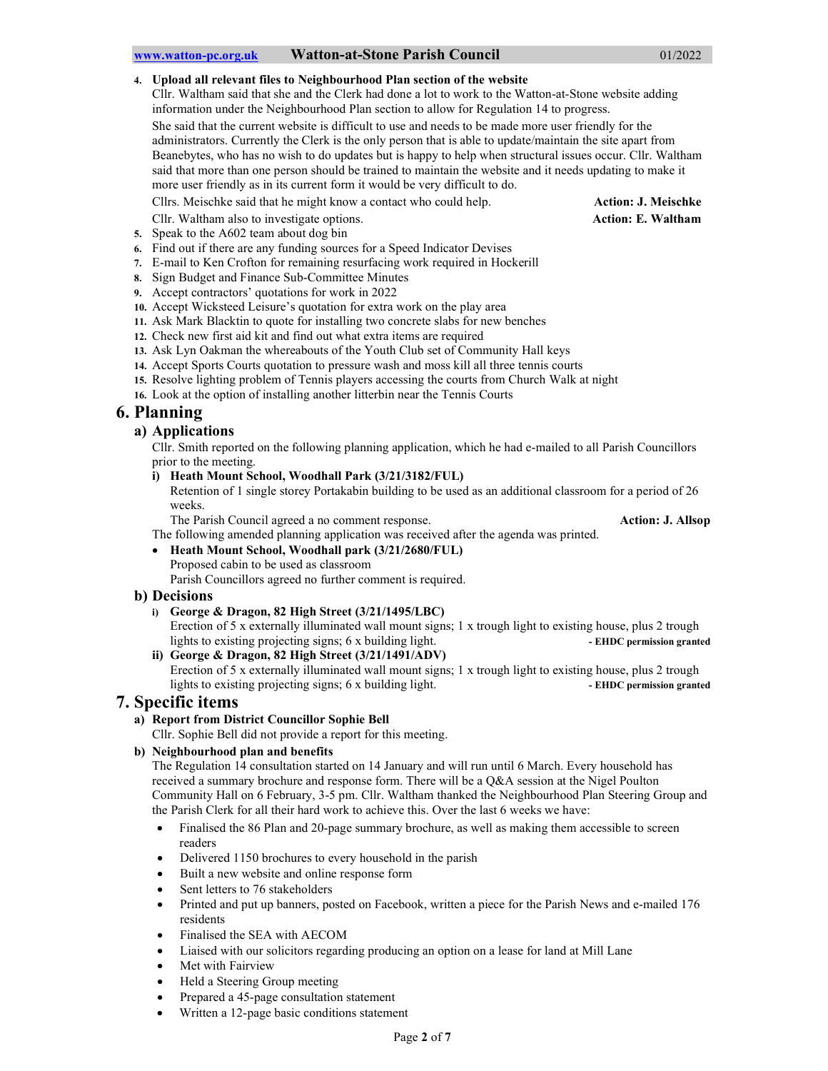4. **Upload all relevant files to Neighbourhood Plan section of the website**
   Cllr. Waltham said that she and the Clerk had done a lot to work to the Watton-at-Stone website adding information under the Neighbourhood Plan section to allow for Regulation 14 to progress.
   She said that the current website is difficult to use and needs to be made more user friendly for the administrators. Currently the Clerk is the only person that is able to update/maintain the site apart from Beanebytes, who has no wish to do updates but is happy to help when structural issues occur. Cllr. Waltham said that more than one person should be trained to maintain the website and it needs updating to make it more user friendly as in its current form it would be very difficult to do.
   Cllrs. Meischke said that he might know a contact who could help. **Action: J. Meischke**
   Cllr. Waltham also to investigate options. **Action: E. Waltham**
5. Speak to the A602 team about dog bin
6. Find out if there are any funding sources for a Speed Indicator Devises
7. E-mail to Ken Crofton for remaining resurfacing work required in Hockerill
8. Sign Budget and Finance Sub-Committee Minutes
9. Accept contractors' quotations for work in 2022
10. Accept Wicksteed Leisure's quotation for extra work on the play area
11. Ask Mark Blacktin to quote for installing two concrete slabs for new benches
12. Check new first aid kit and find out what extra items are required
13. Ask Lyn Oakman the whereabouts of the Youth Club set of Community Hall keys
14. Accept Sports Courts quotation to pressure wash and moss kill all three tennis courts
15. Resolve lighting problem of Tennis players accessing the courts from Church Walk at night
16. Look at the option of installing another litterbin near the Tennis Courts

# 6. Planning

## a) Applications

Cllr. Smith reported on the following planning application, which he had e-mailed to all Parish Councillors prior to the meeting.

**i) Heath Mount School, Woodhall Park (3/21/3182/FUL)**
Retention of 1 single storey Portakabin building to be used as an additional classroom for a period of 26 weeks.
The Parish Council agreed a no comment response. **Action: J. Allsop**

The following amended planning application was received after the agenda was printed.

- **Heath Mount School, Woodhall park (3/21/2680/FUL)**
  Proposed cabin to be used as classroom
  Parish Councillors agreed no further comment is required.

## b) Decisions

**i) George & Dragon, 82 High Street (3/21/1495/LBC)**
Erection of 5 x externally illuminated wall mount signs; 1 x trough light to existing house, plus 2 trough lights to existing projecting signs; 6 x building light. **- EHDC permission granted**

**ii) George & Dragon, 82 High Street (3/21/1491/ADV)**
Erection of 5 x externally illuminated wall mount signs; 1 x trough light to existing house, plus 2 trough lights to existing projecting signs; 6 x building light. **- EHDC permission granted**

# 7. Specific items

## a) Report from District Councillor Sophie Bell

Cllr. Sophie Bell did not provide a report for this meeting.

## b) Neighbourhood plan and benefits

The Regulation 14 consultation started on 14 January and will run until 6 March. Every household has received a summary brochure and response form. There will be a Q&A session at the Nigel Poulton Community Hall on 6 February, 3-5 pm. Cllr. Waltham thanked the Neighbourhood Plan Steering Group and the Parish Clerk for all their hard work to achieve this. Over the last 6 weeks we have:

- Finalised the 86 Plan and 20-page summary brochure, as well as making them accessible to screen readers
- Delivered 1150 brochures to every household in the parish
- Built a new website and online response form
- Sent letters to 76 stakeholders
- Printed and put up banners, posted on Facebook, written a piece for the Parish News and e-mailed 176 residents
- Finalised the SEA with AECOM
- Liaised with our solicitors regarding producing an option on a lease for land at Mill Lane
- Met with Fairview
- Held a Steering Group meeting
- Prepared a 45-page consultation statement
- Written a 12-page basic conditions statement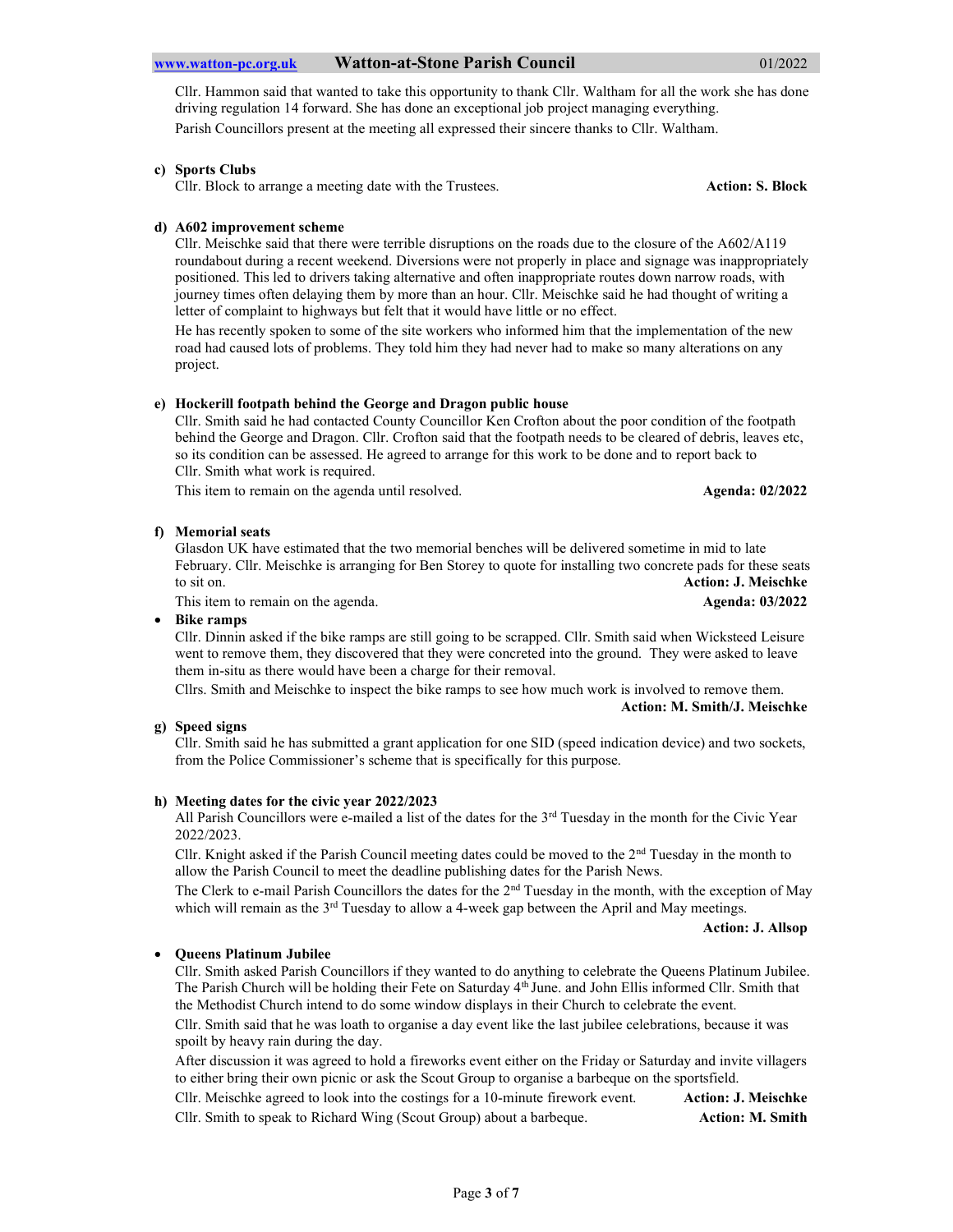Cllr. Hammon said that wanted to take this opportunity to thank Cllr. Waltham for all the work she has done driving regulation 14 forward. She has done an exceptional job project managing everything.

Parish Councillors present at the meeting all expressed their sincere thanks to Cllr. Waltham.

**c) Sports Clubs**

Cllr. Block to arrange a meeting date with the Trustees. **Action: S. Block**

**d) A602 improvement scheme**

Cllr. Meischke said that there were terrible disruptions on the roads due to the closure of the A602/A119 roundabout during a recent weekend. Diversions were not properly in place and signage was inappropriately positioned. This led to drivers taking alternative and often inappropriate routes down narrow roads, with journey times often delaying them by more than an hour. Cllr. Meischke said he had thought of writing a letter of complaint to highways but felt that it would have little or no effect.

He has recently spoken to some of the site workers who informed him that the implementation of the new road had caused lots of problems. They told him they had never had to make so many alterations on any project.

**e) Hockerill footpath behind the George and Dragon public house**

Cllr. Smith said he had contacted County Councillor Ken Crofton about the poor condition of the footpath behind the George and Dragon. Cllr. Crofton said that the footpath needs to be cleared of debris, leaves etc, so its condition can be assessed. He agreed to arrange for this work to be done and to report back to Cllr. Smith what work is required.

This item to remain on the agenda until resolved. **Agenda: 02/2022**

**f) Memorial seats**

Glasdon UK have estimated that the two memorial benches will be delivered sometime in mid to late February. Cllr. Meischke is arranging for Ben Storey to quote for installing two concrete pads for these seats to sit on. **Action: J. Meischke**

This item to remain on the agenda. **Agenda: 03/2022**

- **Bike ramps**

  Cllr. Dinnin asked if the bike ramps are still going to be scrapped. Cllr. Smith said when Wicksteed Leisure went to remove them, they discovered that they were concreted into the ground. They were asked to leave them in-situ as there would have been a charge for their removal.

  Cllrs. Smith and Meischke to inspect the bike ramps to see how much work is involved to remove them. **Action: M. Smith/J. Meischke**

**g) Speed signs**

Cllr. Smith said he has submitted a grant application for one SID (speed indication device) and two sockets, from the Police Commissioner's scheme that is specifically for this purpose.

**h) Meeting dates for the civic year 2022/2023**

All Parish Councillors were e-mailed a list of the dates for the 3rd Tuesday in the month for the Civic Year 2022/2023.

Cllr. Knight asked if the Parish Council meeting dates could be moved to the 2nd Tuesday in the month to allow the Parish Council to meet the deadline publishing dates for the Parish News.

The Clerk to e-mail Parish Councillors the dates for the 2nd Tuesday in the month, with the exception of May which will remain as the 3rd Tuesday to allow a 4-week gap between the April and May meetings.

**Action: J. Allsop**

- **Queens Platinum Jubilee**

  Cllr. Smith asked Parish Councillors if they wanted to do anything to celebrate the Queens Platinum Jubilee. The Parish Church will be holding their Fete on Saturday 4th June. and John Ellis informed Cllr. Smith that the Methodist Church intend to do some window displays in their Church to celebrate the event.

  Cllr. Smith said that he was loath to organise a day event like the last jubilee celebrations, because it was spoilt by heavy rain during the day.

  After discussion it was agreed to hold a fireworks event either on the Friday or Saturday and invite villagers to either bring their own picnic or ask the Scout Group to organise a barbeque on the sportsfield.

  Cllr. Meischke agreed to look into the costings for a 10-minute firework event. **Action: J. Meischke**

  Cllr. Smith to speak to Richard Wing (Scout Group) about a barbeque. **Action: M. Smith**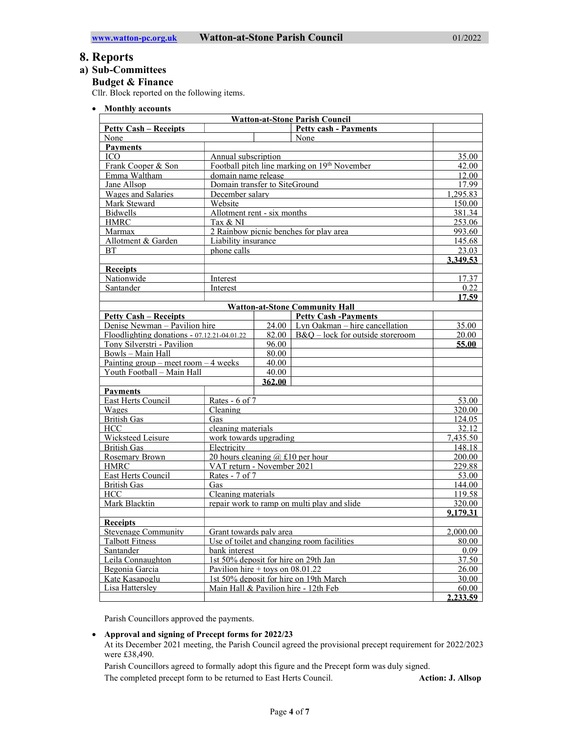# 8. Reports

## a) Sub-Committees

### Budget & Finance

Cllr. Block reported on the following items.

- **Monthly accounts**

| Watton-at-Stone Parish Council | | | |
|---|---|---|---|
| **Petty Cash – Receipts** | | **Petty cash - Payments** | |
| None | | None | |
| **Payments** | | | |
| ICO | Annual subscription | | 35.00 |
| Frank Cooper & Son | Football pitch line marking on 19th November | | 42.00 |
| Emma Waltham | domain name release | | 12.00 |
| Jane Allsop | Domain transfer to SiteGround | | 17.99 |
| Wages and Salaries | December salary | | 1,295.83 |
| Mark Steward | Website | | 150.00 |
| Bidwells | Allotment rent - six months | | 381.34 |
| HMRC | Tax & NI | | 253.06 |
| Marmax | 2 Rainbow picnic benches for play area | | 993.60 |
| Allotment & Garden | Liability insurance | | 145.68 |
| BT | phone calls | | 23.03 |
| | | | **3,349.53** |
| **Receipts** | | | |
| Nationwide | Interest | | 17.37 |
| Santander | Interest | | 0.22 |
| | | | **17.59** |

| Watton-at-Stone Community Hall | | | |
|---|---|---|---|
| **Petty Cash – Receipts** | | **Petty Cash -Payments** | |
| Denise Newman – Pavilion hire | 24.00 | Lyn Oakman – hire cancellation | 35.00 |
| Floodlighting donations - 07.12.21-04.01.22 | 82.00 | B&Q – lock for outside storeroom | 20.00 |
| Tony Silverstri - Pavilion | 96.00 | | **55.00** |
| Bowls – Main Hall | 80.00 | | |
| Painting group – meet room – 4 weeks | 40.00 | | |
| Youth Football – Main Hall | 40.00 | | |
| | **362.00** | | |
| **Payments** | | | |
| East Herts Council | Rates - 6 of 7 | | 53.00 |
| Wages | Cleaning | | 320.00 |
| British Gas | Gas | | 124.05 |
| HCC | cleaning materials | | 32.12 |
| Wicksteed Leisure | work towards upgrading | | 7,435.50 |
| British Gas | Electricity | | 148.18 |
| Rosemary Brown | 20 hours cleaning @ £10 per hour | | 200.00 |
| HMRC | VAT return - November 2021 | | 229.88 |
| East Herts Council | Rates - 7 of 7 | | 53.00 |
| British Gas | Gas | | 144.00 |
| HCC | Cleaning materials | | 119.58 |
| Mark Blacktin | repair work to ramp on multi play and slide | | 320.00 |
| | | | **9,179.31** |
| **Receipts** | | | |
| Stevenage Community | Grant towards paly area | | 2,000.00 |
| Talbott Fitness | Use of toilet and changing room facilities | | 80.00 |
| Santander | bank interest | | 0.09 |
| Leila Connaughton | 1st 50% deposit for hire on 29th Jan | | 37.50 |
| Begonia Garcia | Pavilion hire + toys on 08.01.22 | | 26.00 |
| Kate Kasapoglu | 1st 50% deposit for hire on 19th March | | 30.00 |
| Lisa Hattersley | Main Hall & Pavilion hire - 12th Feb | | 60.00 |
| | | | **2,233.59** |

Parish Councillors approved the payments.

- **Approval and signing of Precept forms for 2022/23**

  At its December 2021 meeting, the Parish Council agreed the provisional precept requirement for 2022/2023 were £38,490.

  Parish Councillors agreed to formally adopt this figure and the Precept form was duly signed.

  The completed precept form to be returned to East Herts Council. **Action: J. Allsop**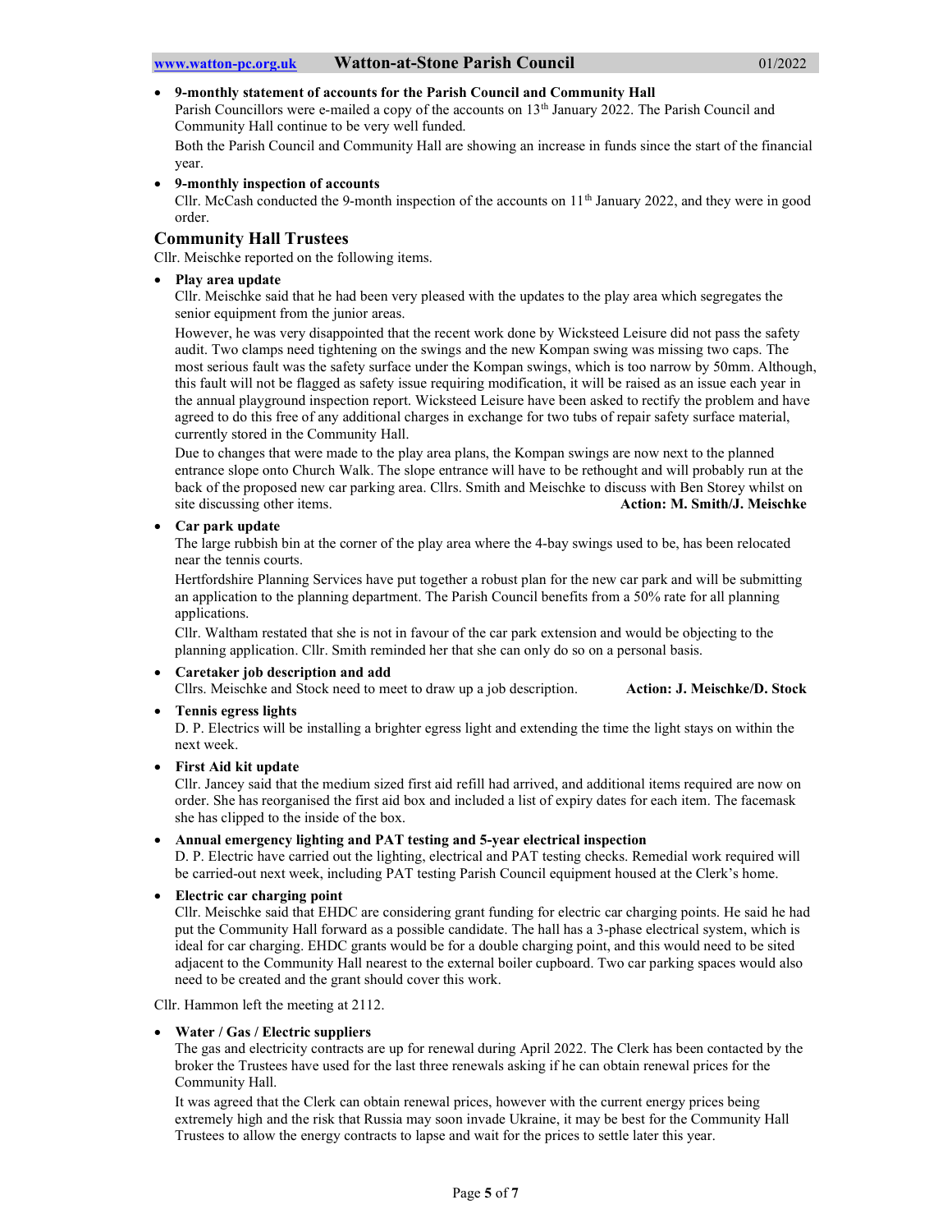- **9-monthly statement of accounts for the Parish Council and Community Hall**
  Parish Councillors were e-mailed a copy of the accounts on 13th January 2022. The Parish Council and Community Hall continue to be very well funded.
  Both the Parish Council and Community Hall are showing an increase in funds since the start of the financial year.
- **9-monthly inspection of accounts**
  Cllr. McCash conducted the 9-month inspection of the accounts on 11th January 2022, and they were in good order.

## Community Hall Trustees

Cllr. Meischke reported on the following items.

- **Play area update**
  Cllr. Meischke said that he had been very pleased with the updates to the play area which segregates the senior equipment from the junior areas.
  However, he was very disappointed that the recent work done by Wicksteed Leisure did not pass the safety audit. Two clamps need tightening on the swings and the new Kompan swing was missing two caps. The most serious fault was the safety surface under the Kompan swings, which is too narrow by 50mm. Although, this fault will not be flagged as safety issue requiring modification, it will be raised as an issue each year in the annual playground inspection report. Wicksteed Leisure have been asked to rectify the problem and have agreed to do this free of any additional charges in exchange for two tubs of repair safety surface material, currently stored in the Community Hall.
  Due to changes that were made to the play area plans, the Kompan swings are now next to the planned entrance slope onto Church Walk. The slope entrance will have to be rethought and will probably run at the back of the proposed new car parking area. Cllrs. Smith and Meischke to discuss with Ben Storey whilst on site discussing other items. **Action: M. Smith/J. Meischke**
- **Car park update**
  The large rubbish bin at the corner of the play area where the 4-bay swings used to be, has been relocated near the tennis courts.
  Hertfordshire Planning Services have put together a robust plan for the new car park and will be submitting an application to the planning department. The Parish Council benefits from a 50% rate for all planning applications.
  Cllr. Waltham restated that she is not in favour of the car park extension and would be objecting to the planning application. Cllr. Smith reminded her that she can only do so on a personal basis.
- **Caretaker job description and add**
  Cllrs. Meischke and Stock need to meet to draw up a job description. **Action: J. Meischke/D. Stock**
- **Tennis egress lights**
  D. P. Electrics will be installing a brighter egress light and extending the time the light stays on within the next week.
- **First Aid kit update**
  Cllr. Jancey said that the medium sized first aid refill had arrived, and additional items required are now on order. She has reorganised the first aid box and included a list of expiry dates for each item. The facemask she has clipped to the inside of the box.
- **Annual emergency lighting and PAT testing and 5-year electrical inspection**
  D. P. Electric have carried out the lighting, electrical and PAT testing checks. Remedial work required will be carried-out next week, including PAT testing Parish Council equipment housed at the Clerk's home.
- **Electric car charging point**
  Cllr. Meischke said that EHDC are considering grant funding for electric car charging points. He said he had put the Community Hall forward as a possible candidate. The hall has a 3-phase electrical system, which is ideal for car charging. EHDC grants would be for a double charging point, and this would need to be sited adjacent to the Community Hall nearest to the external boiler cupboard. Two car parking spaces would also need to be created and the grant should cover this work.

Cllr. Hammon left the meeting at 2112.

- **Water / Gas / Electric suppliers**
  The gas and electricity contracts are up for renewal during April 2022. The Clerk has been contacted by the broker the Trustees have used for the last three renewals asking if he can obtain renewal prices for the Community Hall.
  It was agreed that the Clerk can obtain renewal prices, however with the current energy prices being extremely high and the risk that Russia may soon invade Ukraine, it may be best for the Community Hall Trustees to allow the energy contracts to lapse and wait for the prices to settle later this year.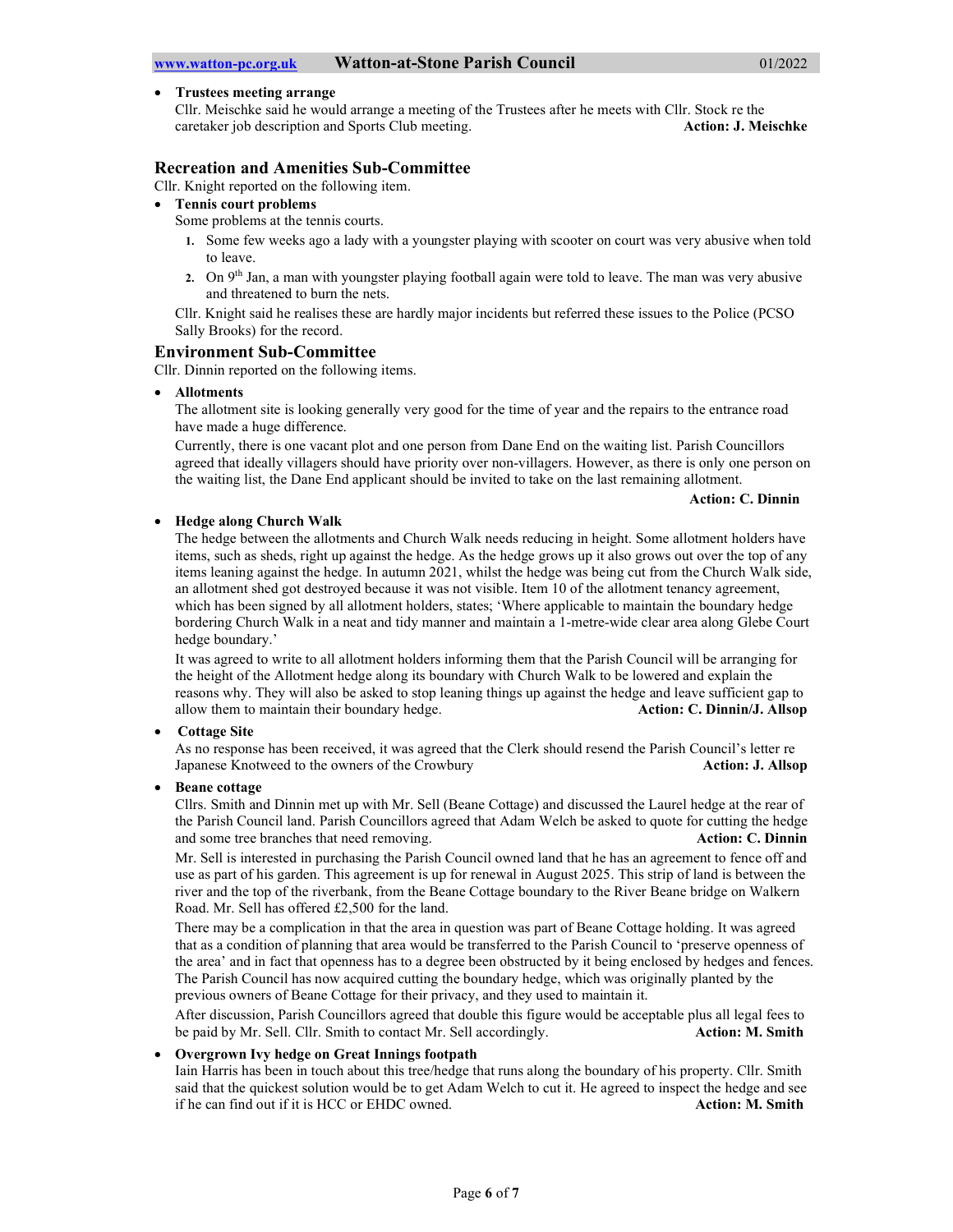- **Trustees meeting arrange**

  Cllr. Meischke said he would arrange a meeting of the Trustees after he meets with Cllr. Stock re the caretaker job description and Sports Club meeting. **Action: J. Meischke**

## Recreation and Amenities Sub-Committee

Cllr. Knight reported on the following item.

- **Tennis court problems**

  Some problems at the tennis courts.

  1. Some few weeks ago a lady with a youngster playing with scooter on court was very abusive when told to leave.
  2. On 9th Jan, a man with youngster playing football again were told to leave. The man was very abusive and threatened to burn the nets.

  Cllr. Knight said he realises these are hardly major incidents but referred these issues to the Police (PCSO Sally Brooks) for the record.

## Environment Sub-Committee

Cllr. Dinnin reported on the following items.

- **Allotments**

  The allotment site is looking generally very good for the time of year and the repairs to the entrance road have made a huge difference.

  Currently, there is one vacant plot and one person from Dane End on the waiting list. Parish Councillors agreed that ideally villagers should have priority over non-villagers. However, as there is only one person on the waiting list, the Dane End applicant should be invited to take on the last remaining allotment.

  **Action: C. Dinnin**

- **Hedge along Church Walk**

  The hedge between the allotments and Church Walk needs reducing in height. Some allotment holders have items, such as sheds, right up against the hedge. As the hedge grows up it also grows out over the top of any items leaning against the hedge. In autumn 2021, whilst the hedge was being cut from the Church Walk side, an allotment shed got destroyed because it was not visible. Item 10 of the allotment tenancy agreement, which has been signed by all allotment holders, states; 'Where applicable to maintain the boundary hedge bordering Church Walk in a neat and tidy manner and maintain a 1-metre-wide clear area along Glebe Court hedge boundary.'

  It was agreed to write to all allotment holders informing them that the Parish Council will be arranging for the height of the Allotment hedge along its boundary with Church Walk to be lowered and explain the reasons why. They will also be asked to stop leaning things up against the hedge and leave sufficient gap to allow them to maintain their boundary hedge. **Action: C. Dinnin/J. Allsop**

- **Cottage Site**

  As no response has been received, it was agreed that the Clerk should resend the Parish Council's letter re Japanese Knotweed to the owners of the Crowbury **Action: J. Allsop**

- **Beane cottage**

  Cllrs. Smith and Dinnin met up with Mr. Sell (Beane Cottage) and discussed the Laurel hedge at the rear of the Parish Council land. Parish Councillors agreed that Adam Welch be asked to quote for cutting the hedge and some tree branches that need removing. **Action: C. Dinnin**

  Mr. Sell is interested in purchasing the Parish Council owned land that he has an agreement to fence off and use as part of his garden. This agreement is up for renewal in August 2025. This strip of land is between the river and the top of the riverbank, from the Beane Cottage boundary to the River Beane bridge on Walkern Road. Mr. Sell has offered £2,500 for the land.

  There may be a complication in that the area in question was part of Beane Cottage holding. It was agreed that as a condition of planning that area would be transferred to the Parish Council to 'preserve openness of the area' and in fact that openness has to a degree been obstructed by it being enclosed by hedges and fences. The Parish Council has now acquired cutting the boundary hedge, which was originally planted by the previous owners of Beane Cottage for their privacy, and they used to maintain it.

  After discussion, Parish Councillors agreed that double this figure would be acceptable plus all legal fees to be paid by Mr. Sell. Cllr. Smith to contact Mr. Sell accordingly. **Action: M. Smith**

- **Overgrown Ivy hedge on Great Innings footpath**

  Iain Harris has been in touch about this tree/hedge that runs along the boundary of his property. Cllr. Smith said that the quickest solution would be to get Adam Welch to cut it. He agreed to inspect the hedge and see if he can find out if it is HCC or EHDC owned. **Action: M. Smith**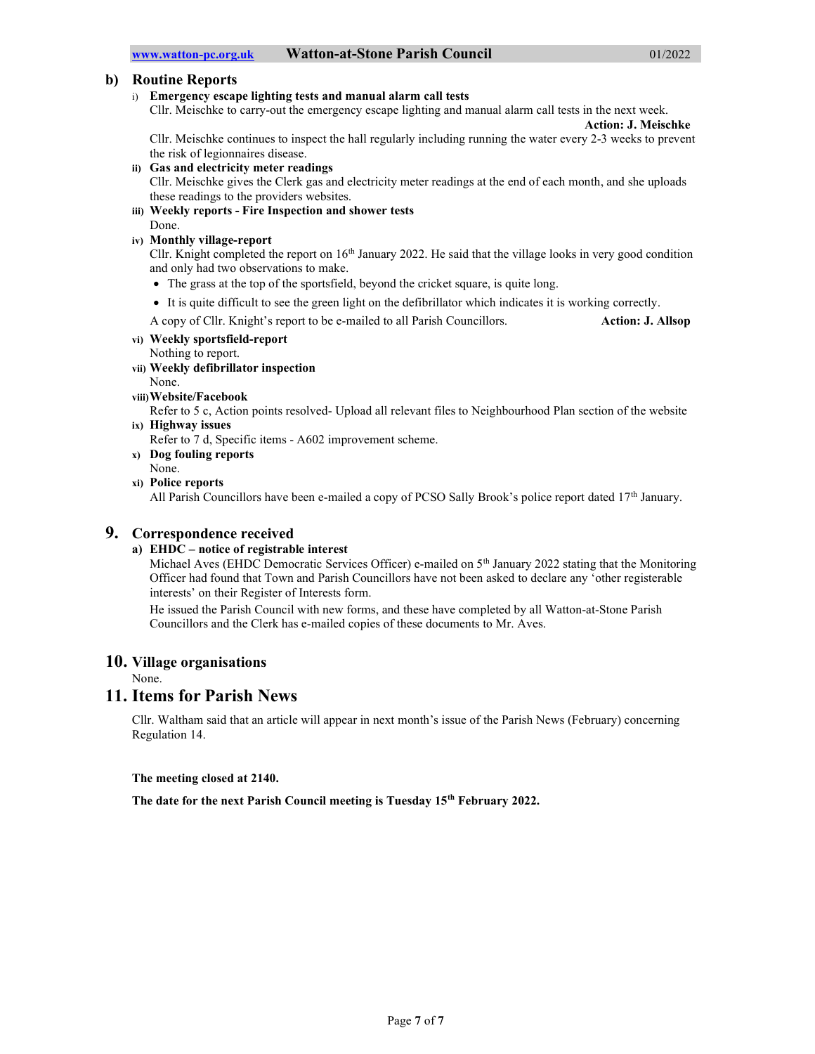## b) Routine Reports

**i) Emergency escape lighting tests and manual alarm call tests**

Cllr. Meischke to carry-out the emergency escape lighting and manual alarm call tests in the next week.

**Action: J. Meischke**

Cllr. Meischke continues to inspect the hall regularly including running the water every 2-3 weeks to prevent the risk of legionnaires disease.

**ii) Gas and electricity meter readings**

Cllr. Meischke gives the Clerk gas and electricity meter readings at the end of each month, and she uploads these readings to the providers websites.

**iii) Weekly reports - Fire Inspection and shower tests**

Done.

**iv) Monthly village-report**

Cllr. Knight completed the report on 16th January 2022. He said that the village looks in very good condition and only had two observations to make.

- The grass at the top of the sportsfield, beyond the cricket square, is quite long.
- It is quite difficult to see the green light on the defibrillator which indicates it is working correctly.

A copy of Cllr. Knight's report to be e-mailed to all Parish Councillors. **Action: J. Allsop**

**vi) Weekly sportsfield-report**

Nothing to report.

**vii) Weekly defibrillator inspection**

None.

**viii) Website/Facebook**

Refer to 5 c, Action points resolved- Upload all relevant files to Neighbourhood Plan section of the website

**ix) Highway issues**

Refer to 7 d, Specific items - A602 improvement scheme.

**x) Dog fouling reports**

None.

**xi) Police reports**

All Parish Councillors have been e-mailed a copy of PCSO Sally Brook's police report dated 17th January.

## 9. Correspondence received

**a) EHDC – notice of registrable interest**

Michael Aves (EHDC Democratic Services Officer) e-mailed on 5th January 2022 stating that the Monitoring Officer had found that Town and Parish Councillors have not been asked to declare any 'other registerable interests' on their Register of Interests form.

He issued the Parish Council with new forms, and these have completed by all Watton-at-Stone Parish Councillors and the Clerk has e-mailed copies of these documents to Mr. Aves.

## 10. Village organisations

None.

## 11. Items for Parish News

Cllr. Waltham said that an article will appear in next month's issue of the Parish News (February) concerning Regulation 14.

**The meeting closed at 2140.**

**The date for the next Parish Council meeting is Tuesday 15th February 2022.**